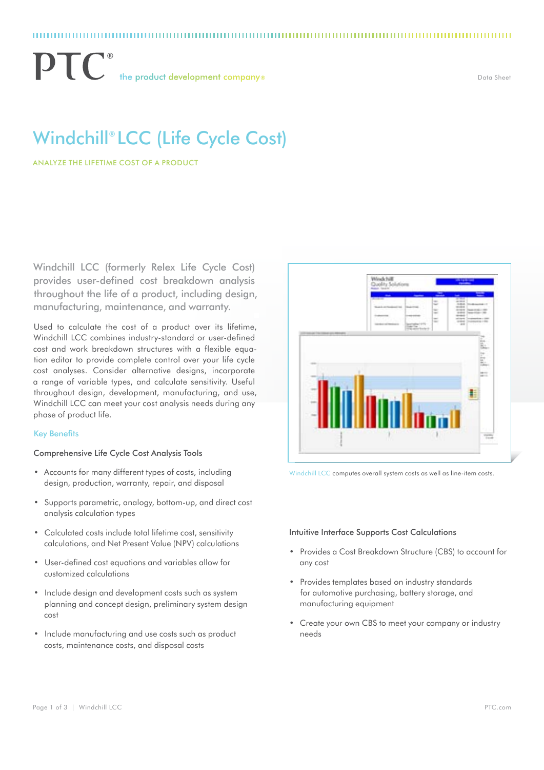# Windchill® LCC (Life Cycle Cost)

ANALYZE THE LIFETIME COST OF A PRODUCT

Windchill LCC (formerly Relex Life Cycle Cost) provides user-defined cost breakdown analysis throughout the life of a product, including design, manufacturing, maintenance, and warranty.

Used to calculate the cost of a product over its lifetime, Windchill LCC combines industry-standard or user-defined cost and work breakdown structures with a flexible equation editor to provide complete control over your life cycle cost analyses. Consider alternative designs, incorporate a range of variable types, and calculate sensitivity. Useful throughout design, development, manufacturing, and use, Windchill LCC can meet your cost analysis needs during any phase of product life.

Windchill LCC computes overall system costs as well as line-item costs.

## Key Benefits

### Comprehensive Life Cycle Cost Analysis Tools

- Accounts for many different types of costs, including design, production, warranty, repair, and disposal
- Supports parametric, analogy, bottom-up, and direct cost analysis calculation types
- Calculated costs include total lifetime cost, sensitivity calculations, and Net Present Value (NPV) calculations
- User-defined cost equations and variables allow for customized calculations
- Include design and development costs such as system planning and concept design, preliminary system design cost
- Include manufacturing and use costs such as product costs, maintenance costs, and disposal costs

### Intuitive Interface Supports Cost Calculations

- Provides a Cost Breakdown Structure (CBS) to account for any cost
- Provides templates based on industry standards for automotive purchasing, battery storage, and manufacturing equipment
- Create your own CBS to meet your company or industry needs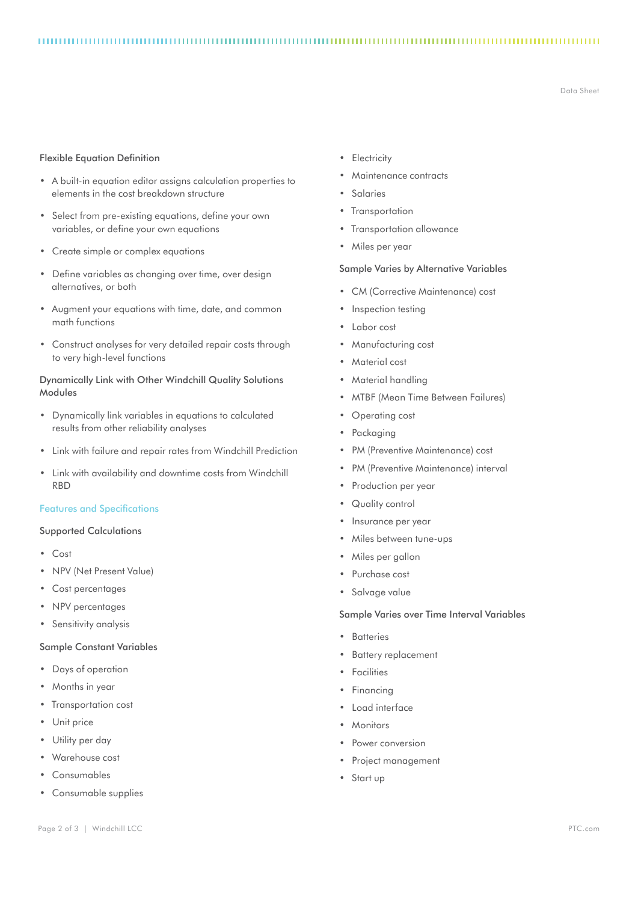### Flexible Equation Definition

- A built-in equation editor assigns calculation properties to elements in the cost breakdown structure
- Select from pre-existing equations, define your own variables, or define your own equations
- Create simple or complex equations
- Define variables as changing over time, over design alternatives, or both
- Augment your equations with time, date, and common math functions
- Construct analyses for very detailed repair costs through to very high-level functions

### Dynamically Link with Other Windchill Quality Solutions Modules

- Dynamically link variables in equations to calculated results from other reliability analyses
- Link with failure and repair rates from Windchill Prediction
- Link with availability and downtime costs from Windchill RBD

## Features and Specifications

### Supported Calculations

- Cost
- NPV (Net Present Value)
- Cost percentages
- NPV percentages
- Sensitivity analysis

### Sample Constant Variables

- Days of operation
- Months in year
- Transportation cost
- Unit price
- Utility per day
- Warehouse cost
- Consumables
- Consumable supplies
- Electricity
- Maintenance contracts
- Salaries
- Transportation
- Transportation allowance
- Miles per year

### Sample Varies by Alternative Variables

- CM (Corrective Maintenance) cost
- Inspection testing
- Labor cost
- Manufacturing cost
- Material cost
- Material handling
- MTBF (Mean Time Between Failures)
- Operating cost
- Packaging
- PM (Preventive Maintenance) cost
- PM (Preventive Maintenance) interval
- Production per year
- Quality control
- Insurance per year
- Miles between tune-ups
- Miles per gallon
- Purchase cost
- Salvage value

### Sample Varies over Time Interval Variables

- Batteries
- Battery replacement
- Facilities
- Financing
- Load interface
- Monitors
- Power conversion
- Project management
- Start up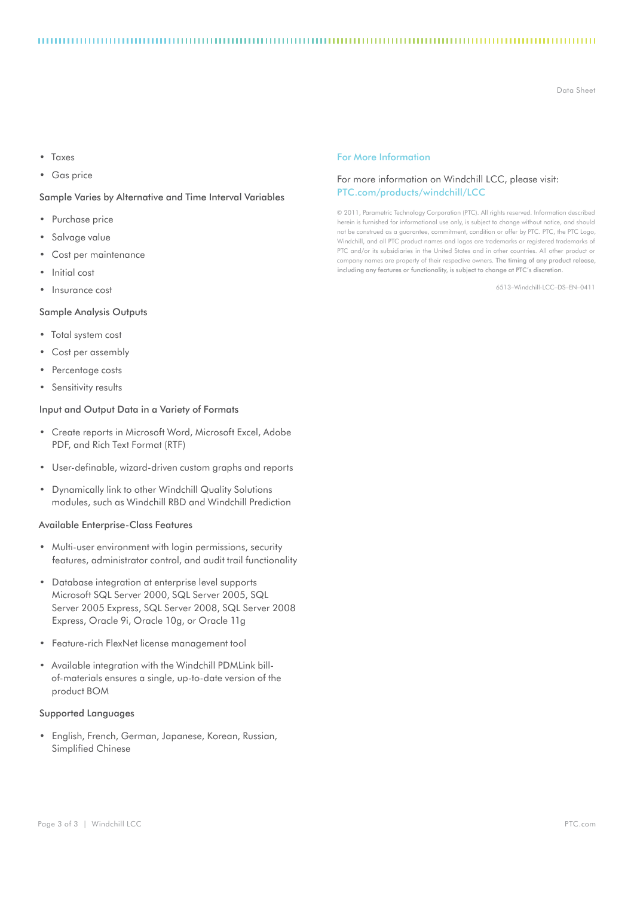- Taxes
- Gas price

### Sample Varies by Alternative and Time Interval Variables

- Purchase price
- Salvage value
- Cost per maintenance
- Initial cost
- Insurance cost

### Sample Analysis Outputs

- Total system cost
- Cost per assembly
- Percentage costs
- Sensitivity results

### Input and Output Data in a Variety of Formats

- Create reports in Microsoft Word, Microsoft Excel, Adobe PDF, and Rich Text Format (RTF)
- User-definable, wizard-driven custom graphs and reports
- Dynamically link to other Windchill Quality Solutions modules, such as Windchill RBD and Windchill Prediction

### Available Enterprise-Class Features

- Multi-user environment with login permissions, security features, administrator control, and audit trail functionality
- Database integration at enterprise level supports Microsoft SQL Server 2000, SQL Server 2005, SQL Server 2005 Express, SQL Server 2008, SQL Server 2008 Express, Oracle 9i, Oracle 10g, or Oracle 11g
- Feature-rich FlexNet license management tool
- Available integration with the Windchill PDMLink bill-of-materials ensures a single, up-to-date version of the product BOM

### Supported Languages

- English, French, German, Japanese, Korean, Russian, Simplified Chinese

## For More Information

For more information on Windchill LCC, please visit: PTC.com/products/windchill/LCC

© 2011, Parametric Technology Corporation (PTC). All rights reserved. Information described herein is furnished for informational use only, is subject to change without notice, and should not be construed as a guarantee, commitment, condition or offer by PTC. PTC, the PTC Logo, Windchill, and all PTC product names and logos are trademarks or registered trademarks of PTC and/or its subsidiaries in the United States and in other countries. All other product or company names are property of their respective owners. The timing of any product release, including any features or functionality, is subject to change at PTC's discretion.

6513–Windchill-LCC–DS–EN–0411